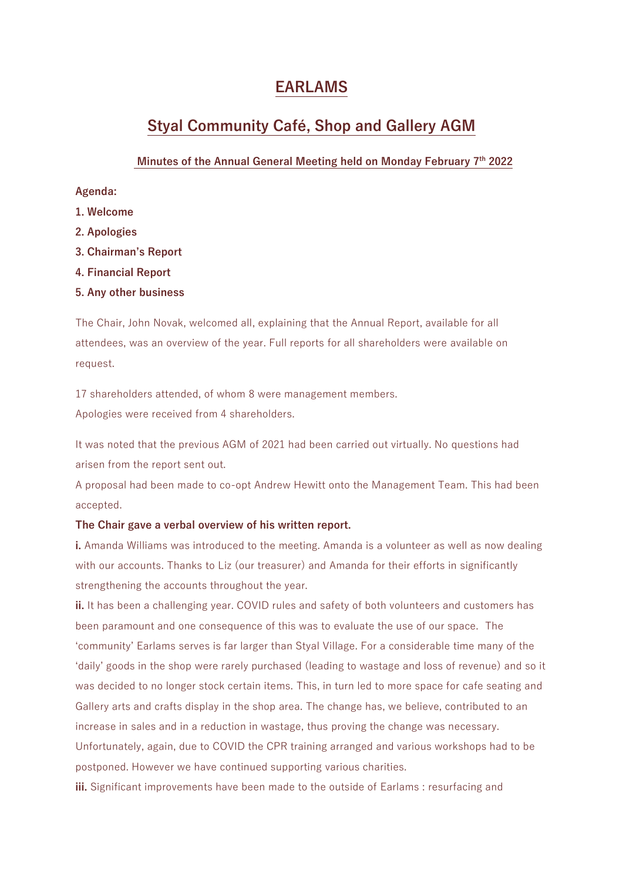# EARLAMS

## Styal Community Café, Shop and Gallery AGM

### Minutes of the Annual General Meeting held on Monday February 7th 2022

**Agenda:**

**1. Welcome**

**2. Apologies**

**3. Chairman's Report**

**4. Financial Report**

**5. Any other business**

The Chair, John Novak, welcomed all, explaining that the Annual Report, available for all attendees, was an overview of the year. Full reports for all shareholders were available on request.

17 shareholders attended, of whom 8 were management members.
Apologies were received from 4 shareholders.

It was noted that the previous AGM of 2021 had been carried out virtually. No questions had arisen from the report sent out.
A proposal had been made to co-opt Andrew Hewitt onto the Management Team. This had been accepted.

**The Chair gave a verbal overview of his written report.**

**i.** Amanda Williams was introduced to the meeting. Amanda is a volunteer as well as now dealing with our accounts. Thanks to Liz (our treasurer) and Amanda for their efforts in significantly strengthening the accounts throughout the year.

**ii.** It has been a challenging year. COVID rules and safety of both volunteers and customers has been paramount and one consequence of this was to evaluate the use of our space. The 'community' Earlams serves is far larger than Styal Village. For a considerable time many of the 'daily' goods in the shop were rarely purchased (leading to wastage and loss of revenue) and so it was decided to no longer stock certain items. This, in turn led to more space for cafe seating and Gallery arts and crafts display in the shop area. The change has, we believe, contributed to an increase in sales and in a reduction in wastage, thus proving the change was necessary. Unfortunately, again, due to COVID the CPR training arranged and various workshops had to be postponed. However we have continued supporting various charities.

**iii.** Significant improvements have been made to the outside of Earlams : resurfacing and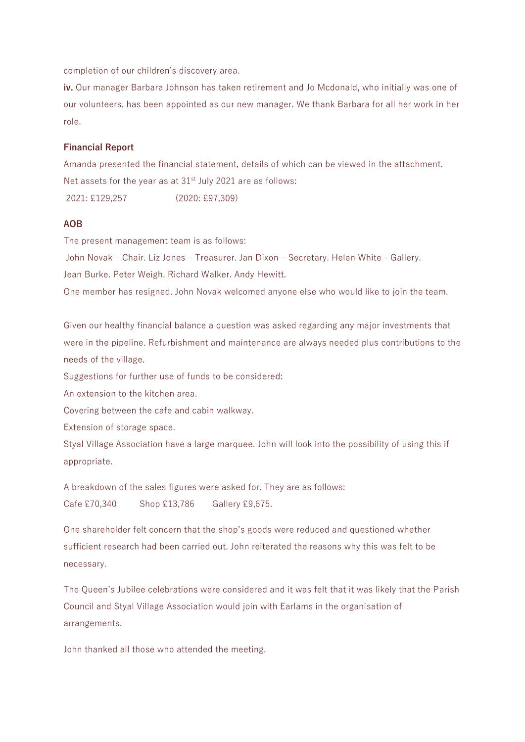completion of our children's discovery area.

**iv.** Our manager Barbara Johnson has taken retirement and Jo Mcdonald, who initially was one of our volunteers, has been appointed as our new manager. We thank Barbara for all her work in her role.

**Financial Report**

Amanda presented the financial statement, details of which can be viewed in the attachment. Net assets for the year as at 31st July 2021 are as follows:

2021: £129,257 (2020: £97,309)

**AOB**

The present management team is as follows:

John Novak – Chair. Liz Jones – Treasurer. Jan Dixon – Secretary. Helen White - Gallery.
Jean Burke. Peter Weigh. Richard Walker. Andy Hewitt.

One member has resigned. John Novak welcomed anyone else who would like to join the team.

Given our healthy financial balance a question was asked regarding any major investments that were in the pipeline. Refurbishment and maintenance are always needed plus contributions to the needs of the village.

Suggestions for further use of funds to be considered:

An extension to the kitchen area.

Covering between the cafe and cabin walkway.

Extension of storage space.

Styal Village Association have a large marquee. John will look into the possibility of using this if appropriate.

A breakdown of the sales figures were asked for. They are as follows:

Cafe £70,340 Shop £13,786 Gallery £9,675.

One shareholder felt concern that the shop's goods were reduced and questioned whether sufficient research had been carried out. John reiterated the reasons why this was felt to be necessary.

The Queen's Jubilee celebrations were considered and it was felt that it was likely that the Parish Council and Styal Village Association would join with Earlams in the organisation of arrangements.

John thanked all those who attended the meeting.